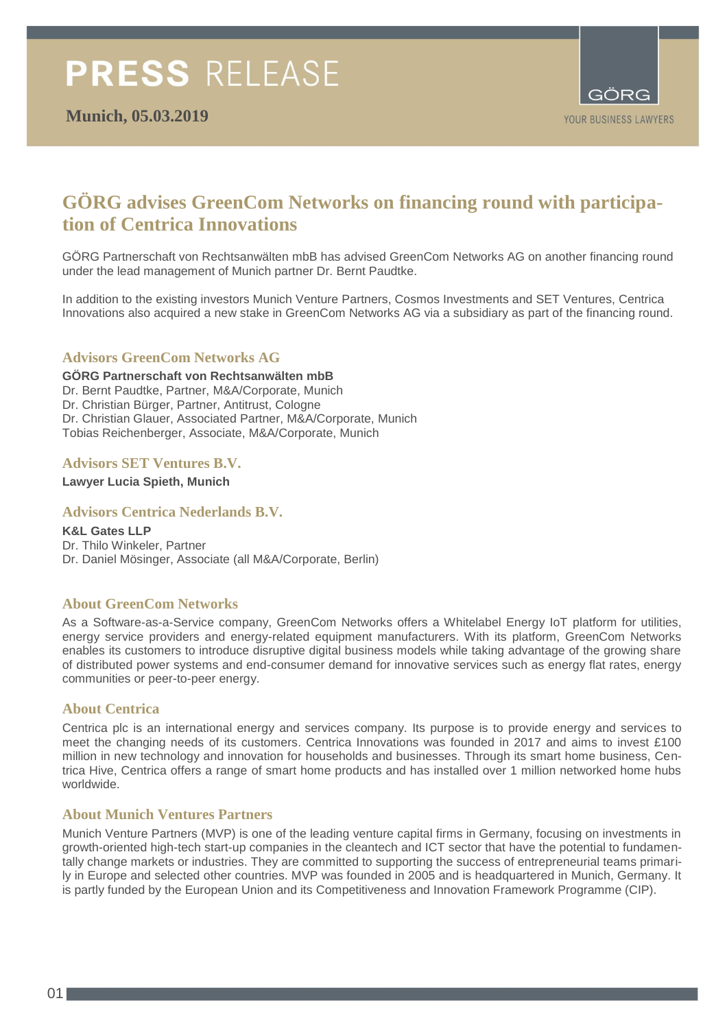# PRESS RELEASE

**Munich, 05.03.2019**

GÖRG

YOUR BUSINESS LAWYERS

## GÖRG advises GreenCom Networks on financing round with participation of Centrica Innovations

GÖRG Partnerschaft von Rechtsanwälten mbB has advised GreenCom Networks AG on another financing round under the lead management of Munich partner Dr. Bernt Paudtke.

In addition to the existing investors Munich Venture Partners, Cosmos Investments and SET Ventures, Centrica Innovations also acquired a new stake in GreenCom Networks AG via a subsidiary as part of the financing round.

### Advisors GreenCom Networks AG

**GÖRG Partnerschaft von Rechtsanwälten mbB**
Dr. Bernt Paudtke, Partner, M&A/Corporate, Munich
Dr. Christian Bürger, Partner, Antitrust, Cologne
Dr. Christian Glauer, Associated Partner, M&A/Corporate, Munich
Tobias Reichenberger, Associate, M&A/Corporate, Munich

### Advisors SET Ventures B.V.

**Lawyer Lucia Spieth, Munich**

### Advisors Centrica Nederlands B.V.

**K&L Gates LLP**
Dr. Thilo Winkeler, Partner
Dr. Daniel Mösinger, Associate (all M&A/Corporate, Berlin)

### About GreenCom Networks

As a Software-as-a-Service company, GreenCom Networks offers a Whitelabel Energy IoT platform for utilities, energy service providers and energy-related equipment manufacturers. With its platform, GreenCom Networks enables its customers to introduce disruptive digital business models while taking advantage of the growing share of distributed power systems and end-consumer demand for innovative services such as energy flat rates, energy communities or peer-to-peer energy.

### About Centrica

Centrica plc is an international energy and services company. Its purpose is to provide energy and services to meet the changing needs of its customers. Centrica Innovations was founded in 2017 and aims to invest £100 million in new technology and innovation for households and businesses. Through its smart home business, Centrica Hive, Centrica offers a range of smart home products and has installed over 1 million networked home hubs worldwide.

### About Munich Ventures Partners

Munich Venture Partners (MVP) is one of the leading venture capital firms in Germany, focusing on investments in growth-oriented high-tech start-up companies in the cleantech and ICT sector that have the potential to fundamentally change markets or industries. They are committed to supporting the success of entrepreneurial teams primarily in Europe and selected other countries. MVP was founded in 2005 and is headquartered in Munich, Germany. It is partly funded by the European Union and its Competitiveness and Innovation Framework Programme (CIP).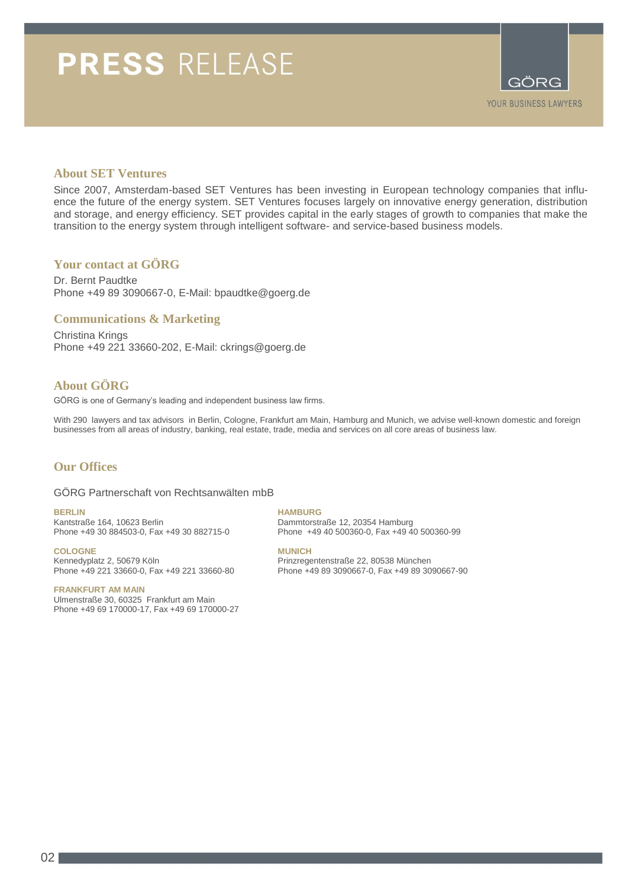## About SET Ventures

Since 2007, Amsterdam-based SET Ventures has been investing in European technology companies that influence the future of the energy system. SET Ventures focuses largely on innovative energy generation, distribution and storage, and energy efficiency. SET provides capital in the early stages of growth to companies that make the transition to the energy system through intelligent software- and service-based business models.

## Your contact at GÖRG

Dr. Bernt Paudtke
Phone +49 89 3090667-0, E-Mail: bpaudtke@goerg.de

## Communications & Marketing

Christina Krings
Phone +49 221 33660-202, E-Mail: ckrings@goerg.de

## About GÖRG

GÖRG is one of Germany's leading and independent business law firms.

With 290 lawyers and tax advisors in Berlin, Cologne, Frankfurt am Main, Hamburg and Munich, we advise well-known domestic and foreign businesses from all areas of industry, banking, real estate, trade, media and services on all core areas of business law.

## Our Offices

GÖRG Partnerschaft von Rechtsanwälten mbB

**BERLIN**
Kantstraße 164, 10623 Berlin
Phone +49 30 884503-0, Fax +49 30 882715-0

**COLOGNE**
Kennedyplatz 2, 50679 Köln
Phone +49 221 33660-0, Fax +49 221 33660-80

**FRANKFURT AM MAIN**
Ulmenstraße 30, 60325 Frankfurt am Main
Phone +49 69 170000-17, Fax +49 69 170000-27

**HAMBURG**
Dammtorstraße 12, 20354 Hamburg
Phone +49 40 500360-0, Fax +49 40 500360-99

**MUNICH**
Prinzregentenstraße 22, 80538 München
Phone +49 89 3090667-0, Fax +49 89 3090667-90